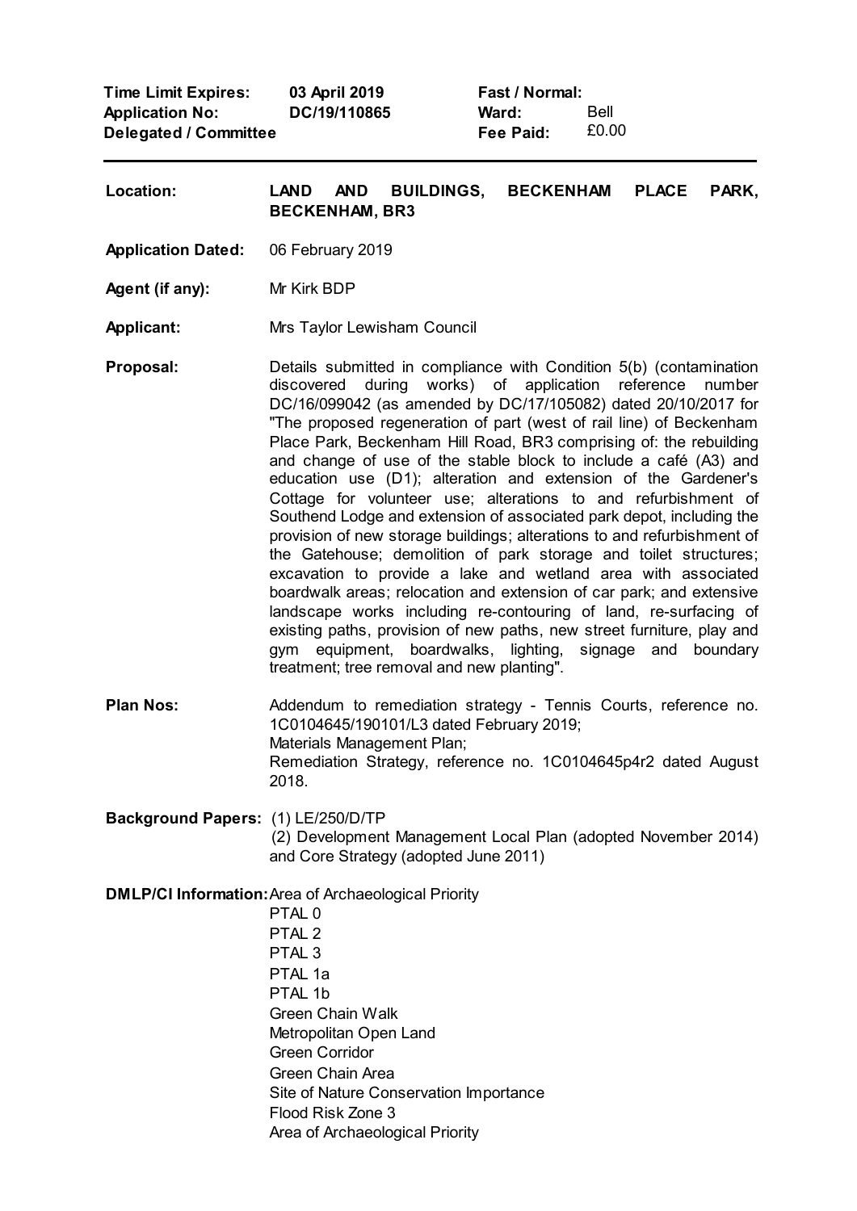| | | | |
|---|---|---|---|
| **Time Limit Expires:** | **03 April 2019** | **Fast / Normal:** | |
| **Application No:** | **DC/19/110865** | **Ward:** | Bell |
| **Delegated / Committee** | | **Fee Paid:** | £0.00 |

---

**Location:** **LAND AND BUILDINGS, BECKENHAM PLACE PARK, BECKENHAM, BR3**

**Application Dated:** 06 February 2019

**Agent (if any):** Mr Kirk BDP

**Applicant:** Mrs Taylor Lewisham Council

**Proposal:** Details submitted in compliance with Condition 5(b) (contamination discovered during works) of application reference number DC/16/099042 (as amended by DC/17/105082) dated 20/10/2017 for "The proposed regeneration of part (west of rail line) of Beckenham Place Park, Beckenham Hill Road, BR3 comprising of: the rebuilding and change of use of the stable block to include a café (A3) and education use (D1); alteration and extension of the Gardener's Cottage for volunteer use; alterations to and refurbishment of Southend Lodge and extension of associated park depot, including the provision of new storage buildings; alterations to and refurbishment of the Gatehouse; demolition of park storage and toilet structures; excavation to provide a lake and wetland area with associated boardwalk areas; relocation and extension of car park; and extensive landscape works including re-contouring of land, re-surfacing of existing paths, provision of new paths, new street furniture, play and gym equipment, boardwalks, lighting, signage and boundary treatment; tree removal and new planting".

**Plan Nos:** Addendum to remediation strategy - Tennis Courts, reference no. 1C0104645/190101/L3 dated February 2019;
Materials Management Plan;
Remediation Strategy, reference no. 1C0104645p4r2 dated August 2018.

**Background Papers:** (1) LE/250/D/TP
(2) Development Management Local Plan (adopted November 2014) and Core Strategy (adopted June 2011)

**DMLP/CI Information:** Area of Archaeological Priority
PTAL 0
PTAL 2
PTAL 3
PTAL 1a
PTAL 1b
Green Chain Walk
Metropolitan Open Land
Green Corridor
Green Chain Area
Site of Nature Conservation Importance
Flood Risk Zone 3
Area of Archaeological Priority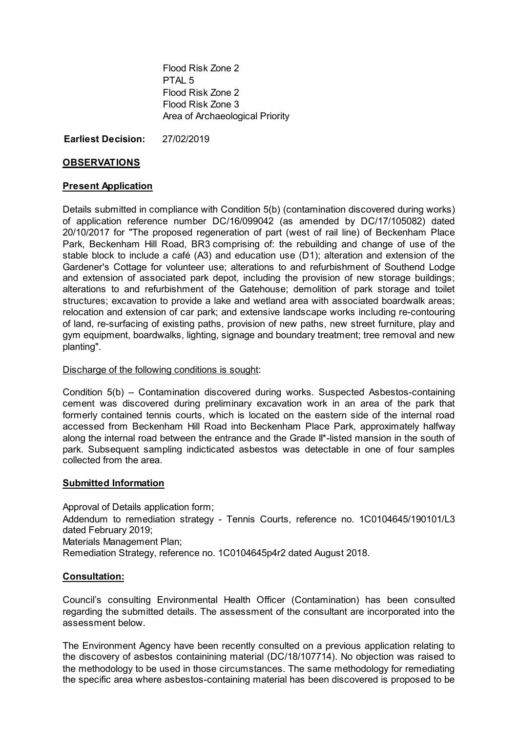Flood Risk Zone 2
PTAL 5
Flood Risk Zone 2
Flood Risk Zone 3
Area of Archaeological Priority

**Earliest Decision:** 27/02/2019

## OBSERVATIONS

### Present Application

Details submitted in compliance with Condition 5(b) (contamination discovered during works) of application reference number DC/16/099042 (as amended by DC/17/105082) dated 20/10/2017 for "The proposed regeneration of part (west of rail line) of Beckenham Place Park, Beckenham Hill Road, BR3 comprising of: the rebuilding and change of use of the stable block to include a café (A3) and education use (D1); alteration and extension of the Gardener's Cottage for volunteer use; alterations to and refurbishment of Southend Lodge and extension of associated park depot, including the provision of new storage buildings; alterations to and refurbishment of the Gatehouse; demolition of park storage and toilet structures; excavation to provide a lake and wetland area with associated boardwalk areas; relocation and extension of car park; and extensive landscape works including re-contouring of land, re-surfacing of existing paths, provision of new paths, new street furniture, play and gym equipment, boardwalks, lighting, signage and boundary treatment; tree removal and new planting".

Discharge of the following conditions is sought:

Condition 5(b) – Contamination discovered during works. Suspected Asbestos-containing cement was discovered during preliminary excavation work in an area of the park that formerly contained tennis courts, which is located on the eastern side of the internal road accessed from Beckenham Hill Road into Beckenham Place Park, approximately halfway along the internal road between the entrance and the Grade II*-listed mansion in the south of park. Subsequent sampling indicticated asbestos was detectable in one of four samples collected from the area.

### Submitted Information

Approval of Details application form;
Addendum to remediation strategy - Tennis Courts, reference no. 1C0104645/190101/L3 dated February 2019;
Materials Management Plan;
Remediation Strategy, reference no. 1C0104645p4r2 dated August 2018.

### Consultation:

Council's consulting Environmental Health Officer (Contamination) has been consulted regarding the submitted details. The assessment of the consultant are incorporated into the assessment below.

The Environment Agency have been recently consulted on a previous application relating to the discovery of asbestos containining material (DC/18/107714). No objection was raised to the methodology to be used in those circumstances. The same methodology for remediating the specific area where asbestos-containing material has been discovered is proposed to be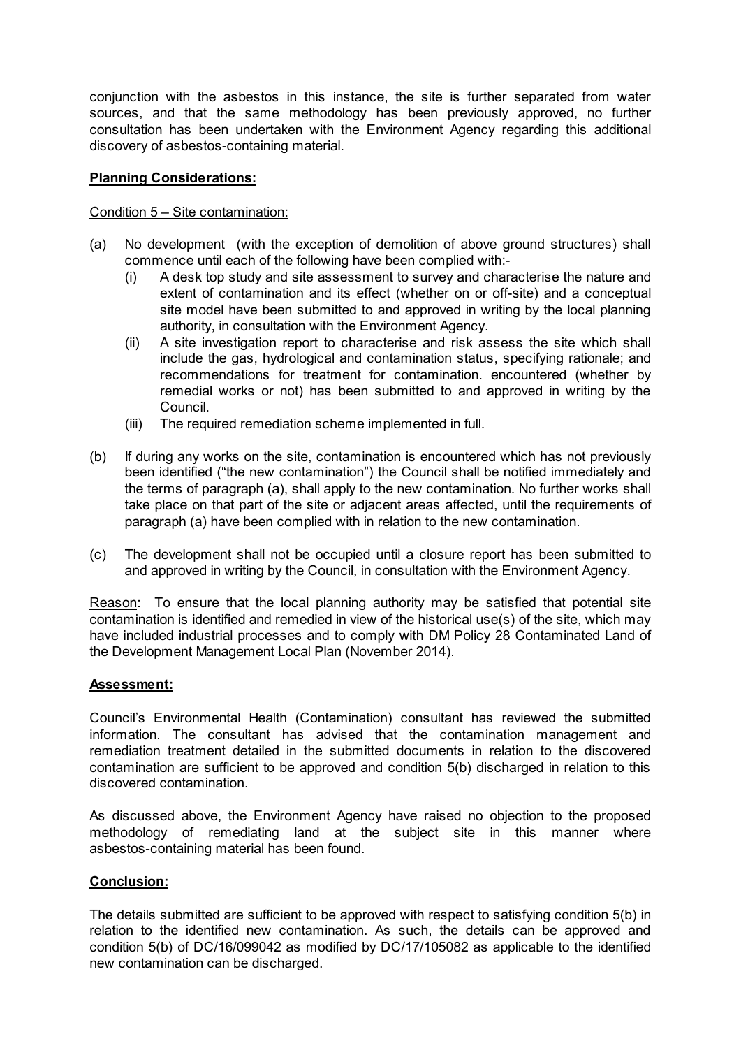conjunction with the asbestos in this instance, the site is further separated from water sources, and that the same methodology has been previously approved, no further consultation has been undertaken with the Environment Agency regarding this additional discovery of asbestos-containing material.

**Planning Considerations:**

Condition 5 – Site contamination:

(a) No development (with the exception of demolition of above ground structures) shall commence until each of the following have been complied with:-
   - (i) A desk top study and site assessment to survey and characterise the nature and extent of contamination and its effect (whether on or off-site) and a conceptual site model have been submitted to and approved in writing by the local planning authority, in consultation with the Environment Agency.
   - (ii) A site investigation report to characterise and risk assess the site which shall include the gas, hydrological and contamination status, specifying rationale; and recommendations for treatment for contamination. encountered (whether by remedial works or not) has been submitted to and approved in writing by the Council.
   - (iii) The required remediation scheme implemented in full.

(b) If during any works on the site, contamination is encountered which has not previously been identified ("the new contamination") the Council shall be notified immediately and the terms of paragraph (a), shall apply to the new contamination. No further works shall take place on that part of the site or adjacent areas affected, until the requirements of paragraph (a) have been complied with in relation to the new contamination.

(c) The development shall not be occupied until a closure report has been submitted to and approved in writing by the Council, in consultation with the Environment Agency.

Reason: To ensure that the local planning authority may be satisfied that potential site contamination is identified and remedied in view of the historical use(s) of the site, which may have included industrial processes and to comply with DM Policy 28 Contaminated Land of the Development Management Local Plan (November 2014).

**Assessment:**

Council's Environmental Health (Contamination) consultant has reviewed the submitted information. The consultant has advised that the contamination management and remediation treatment detailed in the submitted documents in relation to the discovered contamination are sufficient to be approved and condition 5(b) discharged in relation to this discovered contamination.

As discussed above, the Environment Agency have raised no objection to the proposed methodology of remediating land at the subject site in this manner where asbestos-containing material has been found.

**Conclusion:**

The details submitted are sufficient to be approved with respect to satisfying condition 5(b) in relation to the identified new contamination. As such, the details can be approved and condition 5(b) of DC/16/099042 as modified by DC/17/105082 as applicable to the identified new contamination can be discharged.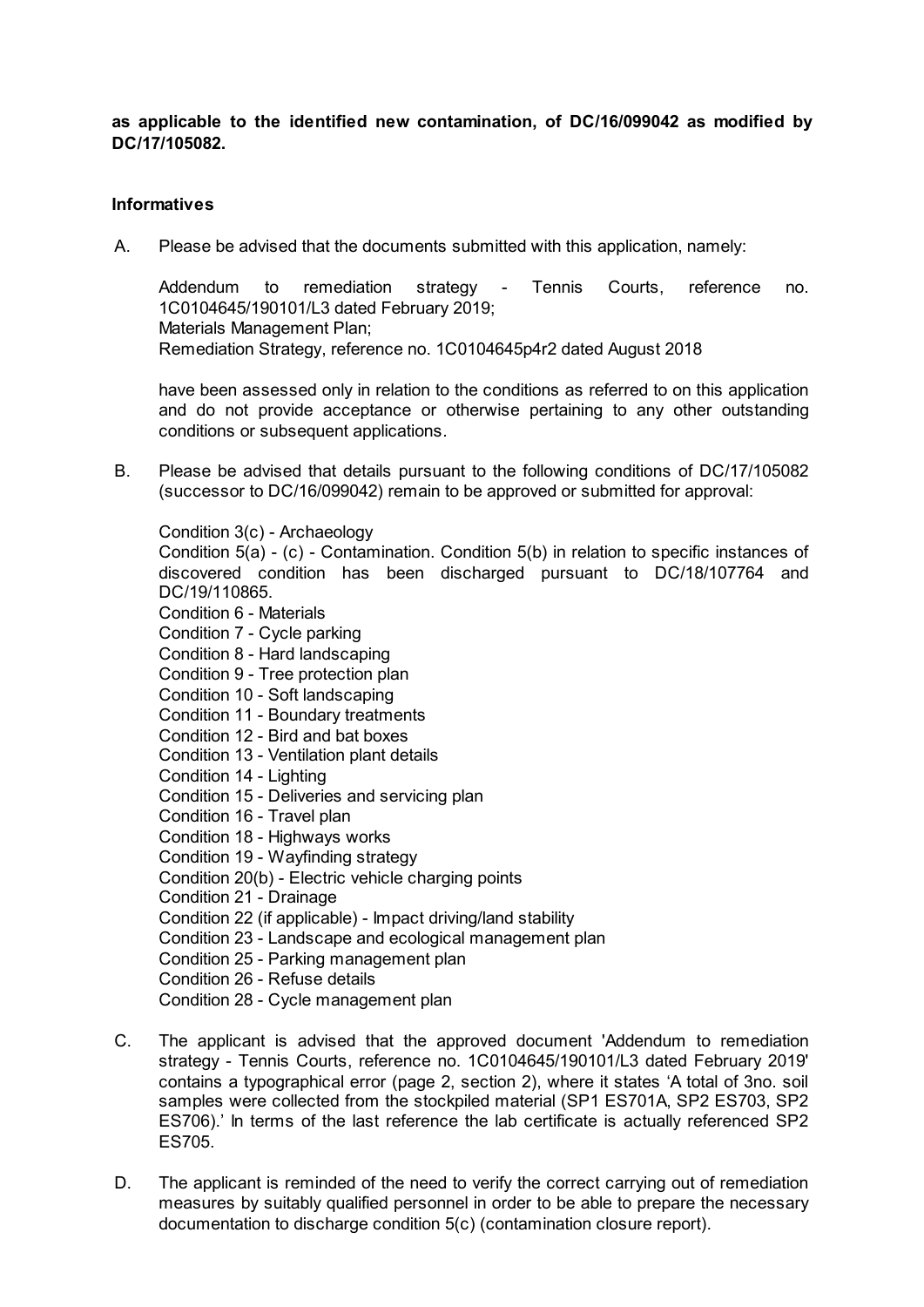**as applicable to the identified new contamination, of DC/16/099042 as modified by DC/17/105082.**

## Informatives

A. Please be advised that the documents submitted with this application, namely:

   Addendum to remediation strategy - Tennis Courts, reference no. 1C0104645/190101/L3 dated February 2019;
   Materials Management Plan;
   Remediation Strategy, reference no. 1C0104645p4r2 dated August 2018

   have been assessed only in relation to the conditions as referred to on this application and do not provide acceptance or otherwise pertaining to any other outstanding conditions or subsequent applications.

B. Please be advised that details pursuant to the following conditions of DC/17/105082 (successor to DC/16/099042) remain to be approved or submitted for approval:

   Condition 3(c) - Archaeology
   Condition 5(a) - (c) - Contamination. Condition 5(b) in relation to specific instances of discovered condition has been discharged pursuant to DC/18/107764 and DC/19/110865.
   Condition 6 - Materials
   Condition 7 - Cycle parking
   Condition 8 - Hard landscaping
   Condition 9 - Tree protection plan
   Condition 10 - Soft landscaping
   Condition 11 - Boundary treatments
   Condition 12 - Bird and bat boxes
   Condition 13 - Ventilation plant details
   Condition 14 - Lighting
   Condition 15 - Deliveries and servicing plan
   Condition 16 - Travel plan
   Condition 18 - Highways works
   Condition 19 - Wayfinding strategy
   Condition 20(b) - Electric vehicle charging points
   Condition 21 - Drainage
   Condition 22 (if applicable) - Impact driving/land stability
   Condition 23 - Landscape and ecological management plan
   Condition 25 - Parking management plan
   Condition 26 - Refuse details
   Condition 28 - Cycle management plan

C. The applicant is advised that the approved document 'Addendum to remediation strategy - Tennis Courts, reference no. 1C0104645/190101/L3 dated February 2019' contains a typographical error (page 2, section 2), where it states 'A total of 3no. soil samples were collected from the stockpiled material (SP1 ES701A, SP2 ES703, SP2 ES706).' In terms of the last reference the lab certificate is actually referenced SP2 ES705.

D. The applicant is reminded of the need to verify the correct carrying out of remediation measures by suitably qualified personnel in order to be able to prepare the necessary documentation to discharge condition 5(c) (contamination closure report).